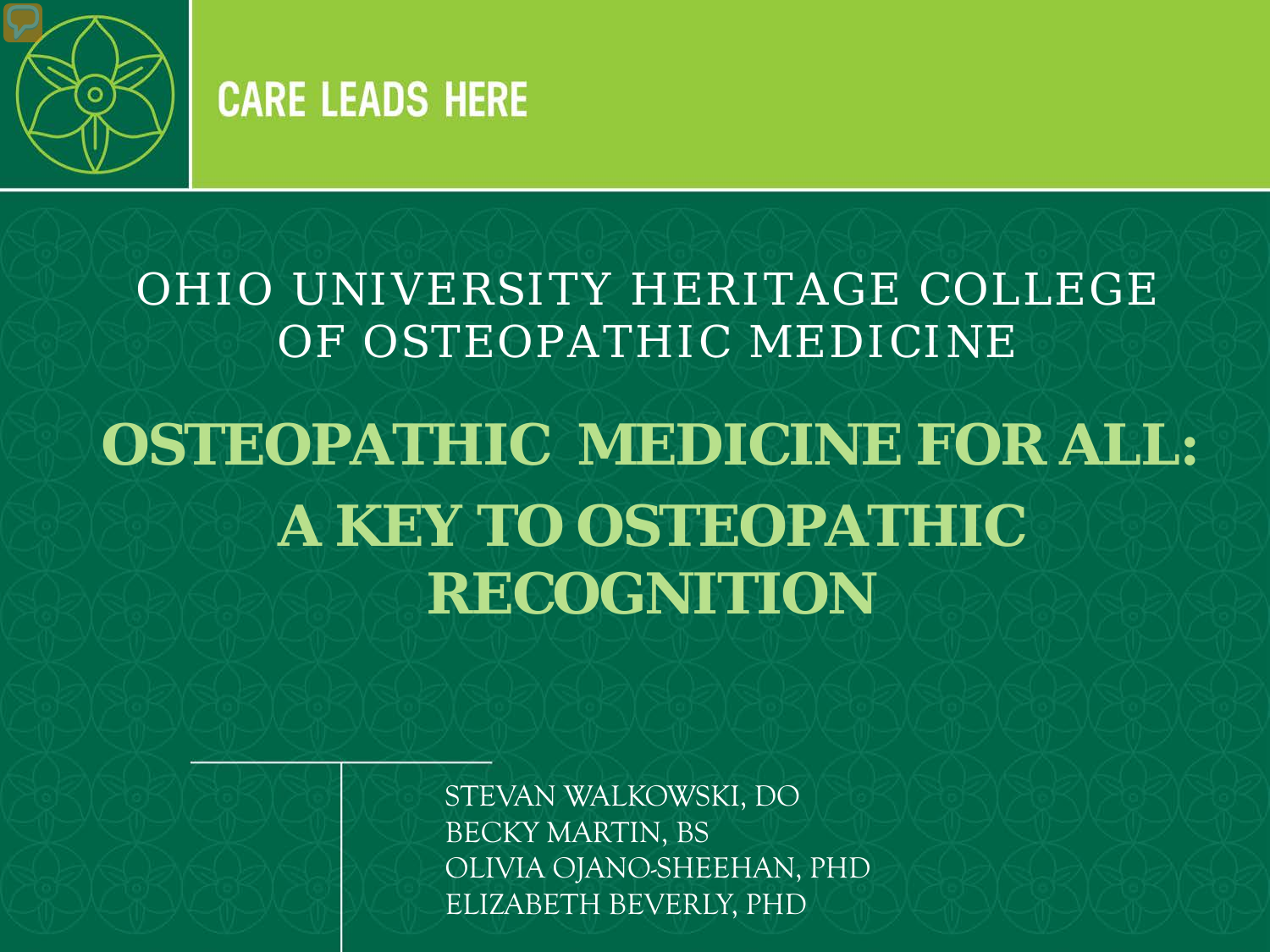CARE LEADS HERE

OHIO UNIVERSITY HERITAGE COLLEGE OF OSTEOPATHIC MEDICINE

# OSTEOPATHIC MEDICINE FOR ALL: A KEY TO OSTEOPATHIC RECOGNITION

STEVAN WALKOWSKI, DO
BECKY MARTIN, BS
OLIVIA OJANO-SHEEHAN, PHD
ELIZABETH BEVERLY, PHD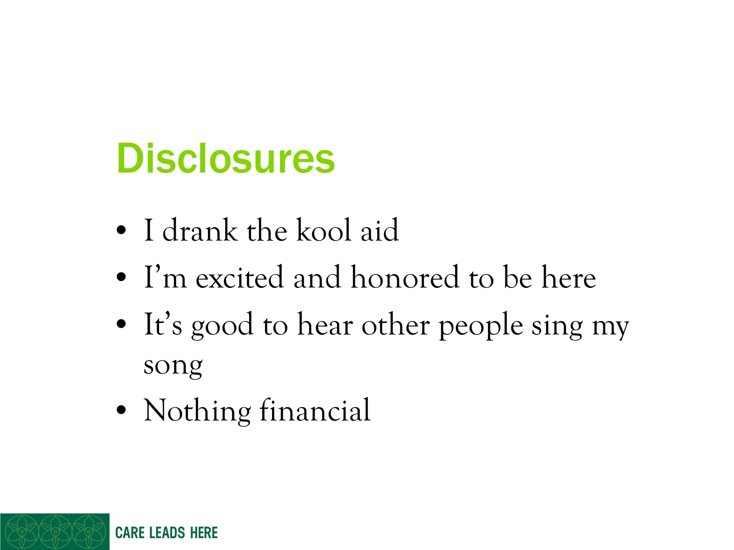# Disclosures

- I drank the kool aid
- I'm excited and honored to be here
- It's good to hear other people sing my song
- Nothing financial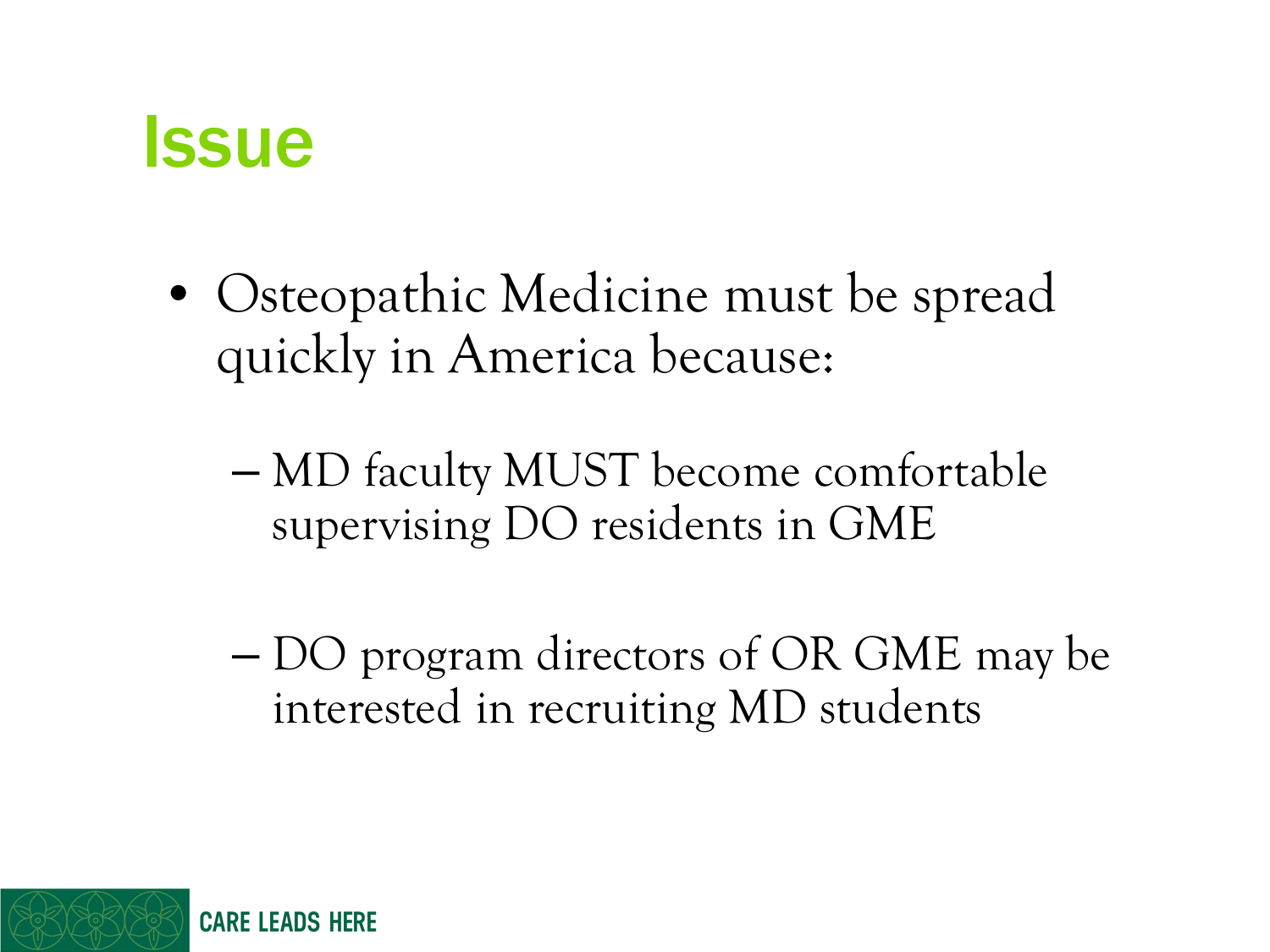# Issue

- Osteopathic Medicine must be spread quickly in America because:
  - MD faculty MUST become comfortable supervising DO residents in GME
  - DO program directors of OR GME may be interested in recruiting MD students

CARE LEADS HERE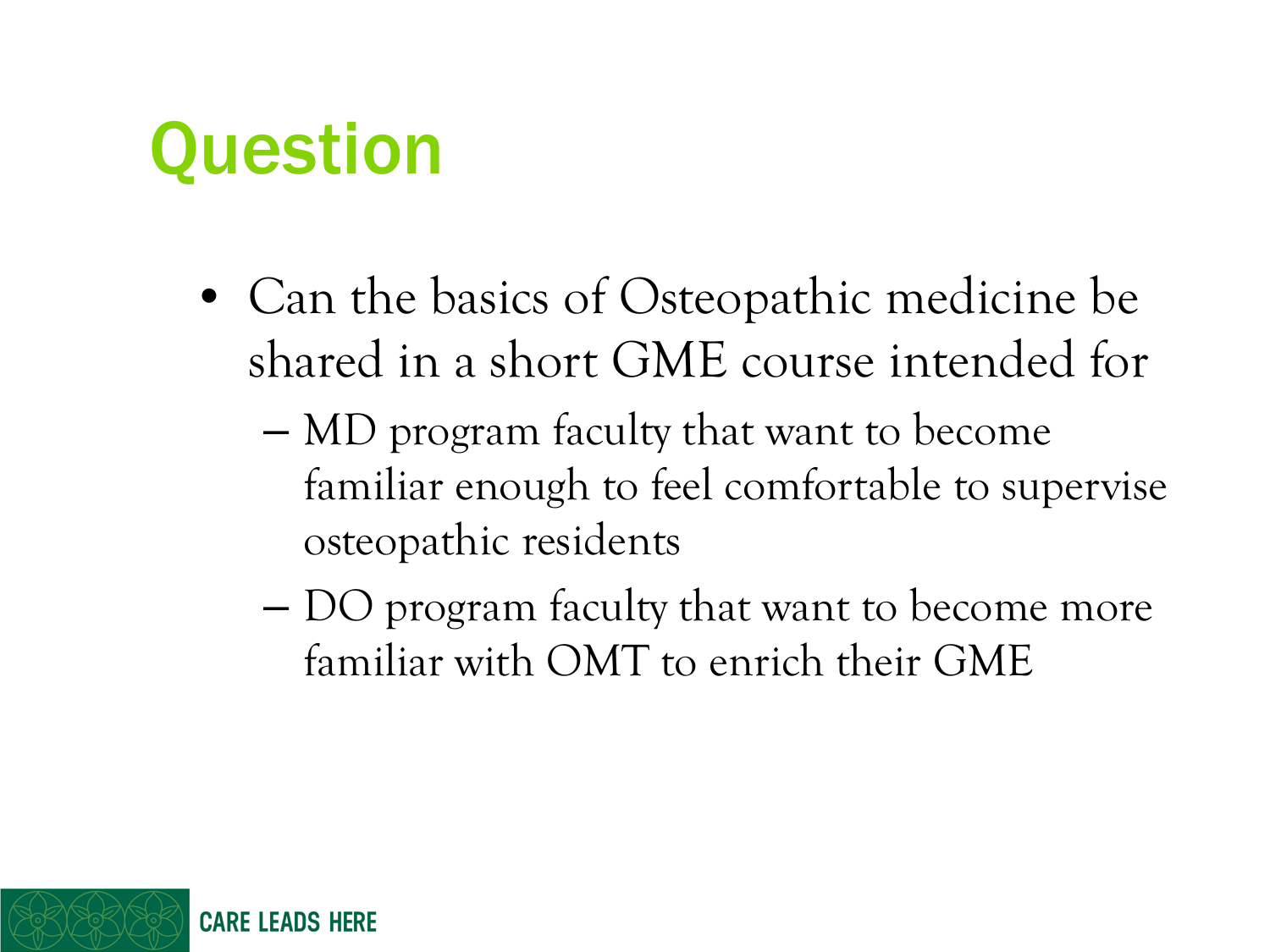# Question

- Can the basics of Osteopathic medicine be shared in a short GME course intended for
  - MD program faculty that want to become familiar enough to feel comfortable to supervise osteopathic residents
  - DO program faculty that want to become more familiar with OMT to enrich their GME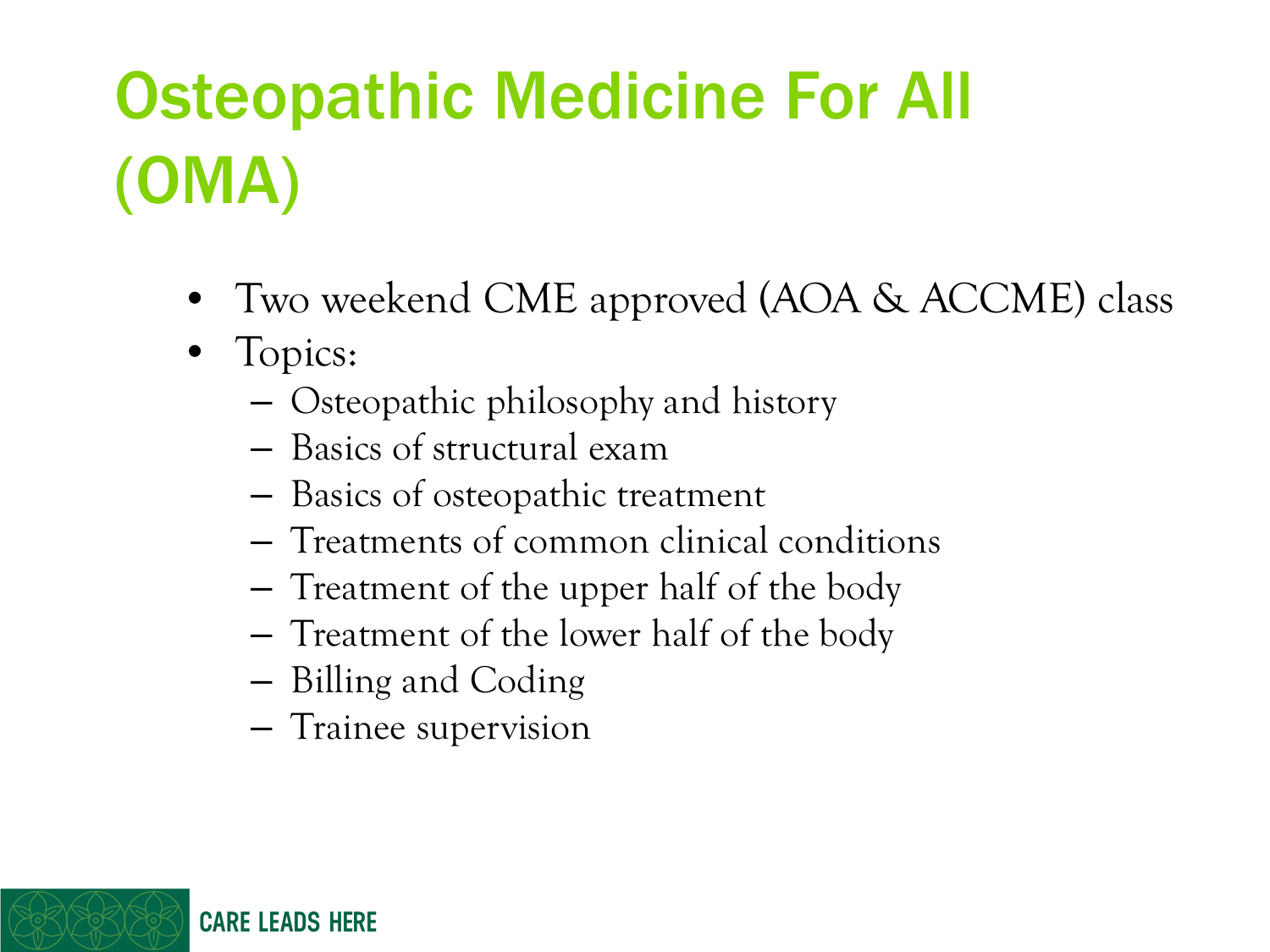# Osteopathic Medicine For All (OMA)

- Two weekend CME approved (AOA & ACCME) class
- Topics:
  - Osteopathic philosophy and history
  - Basics of structural exam
  - Basics of osteopathic treatment
  - Treatments of common clinical conditions
  - Treatment of the upper half of the body
  - Treatment of the lower half of the body
  - Billing and Coding
  - Trainee supervision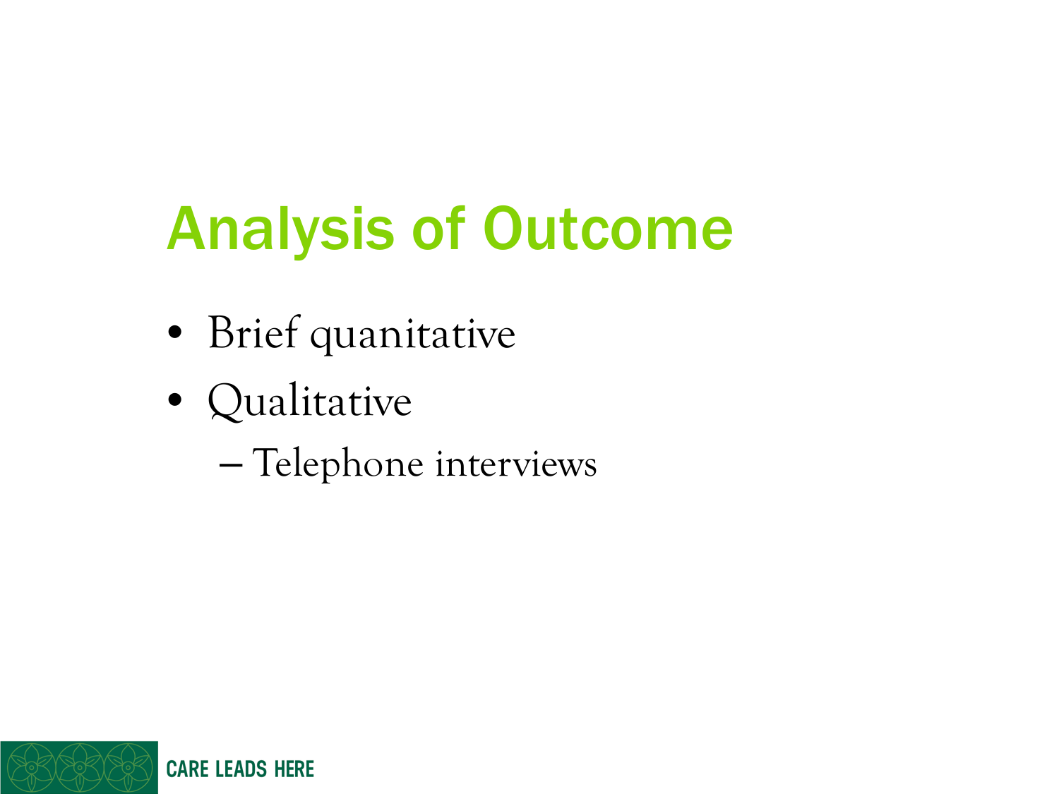# Analysis of Outcome

- Brief quanitative
- Qualitative
  - Telephone interviews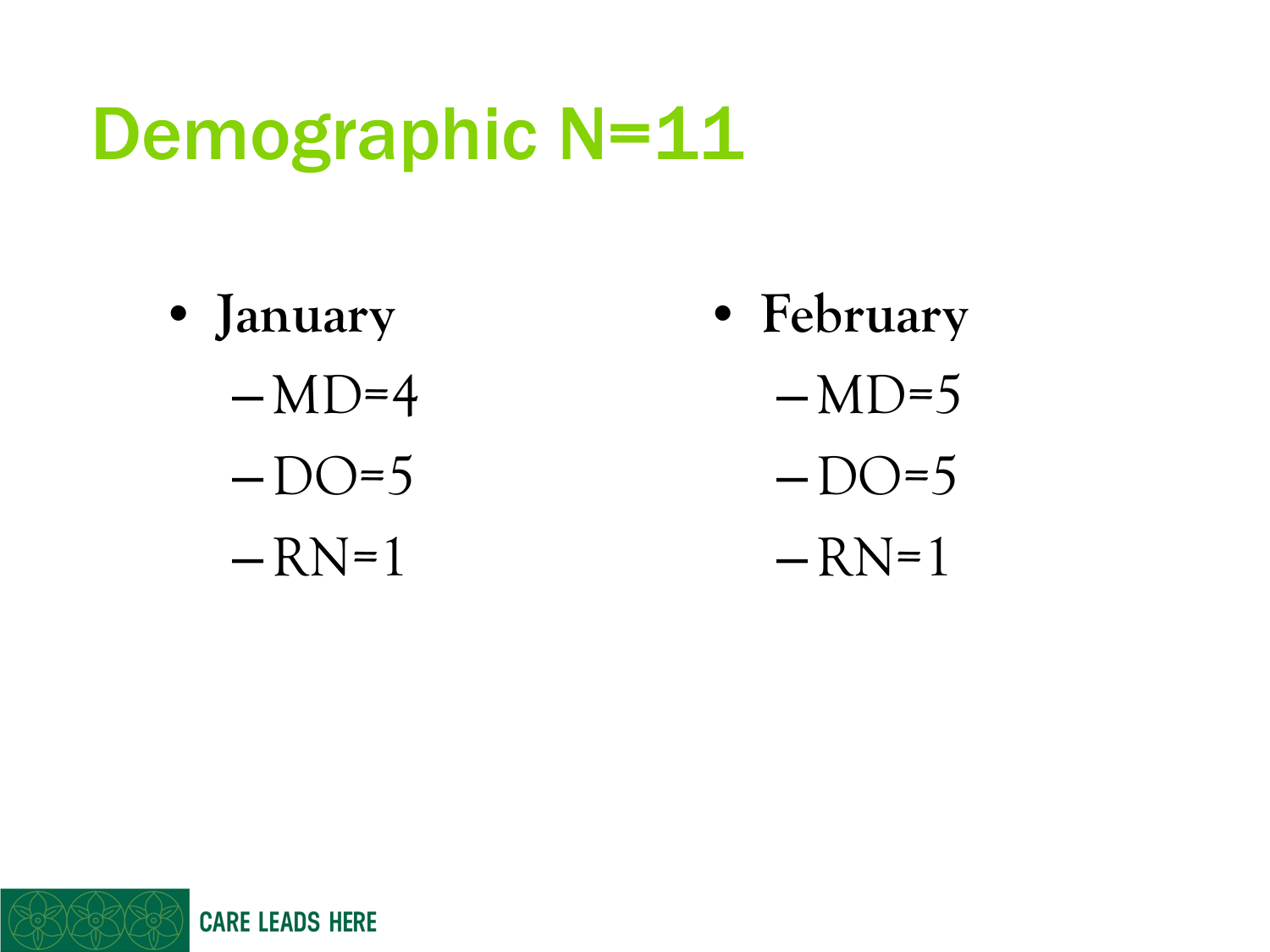# Demographic N=11

- **January**
  - MD=4
  - DO=5
  - RN=1
- **February**
  - MD=5
  - DO=5
  - RN=1

CARE LEADS HERE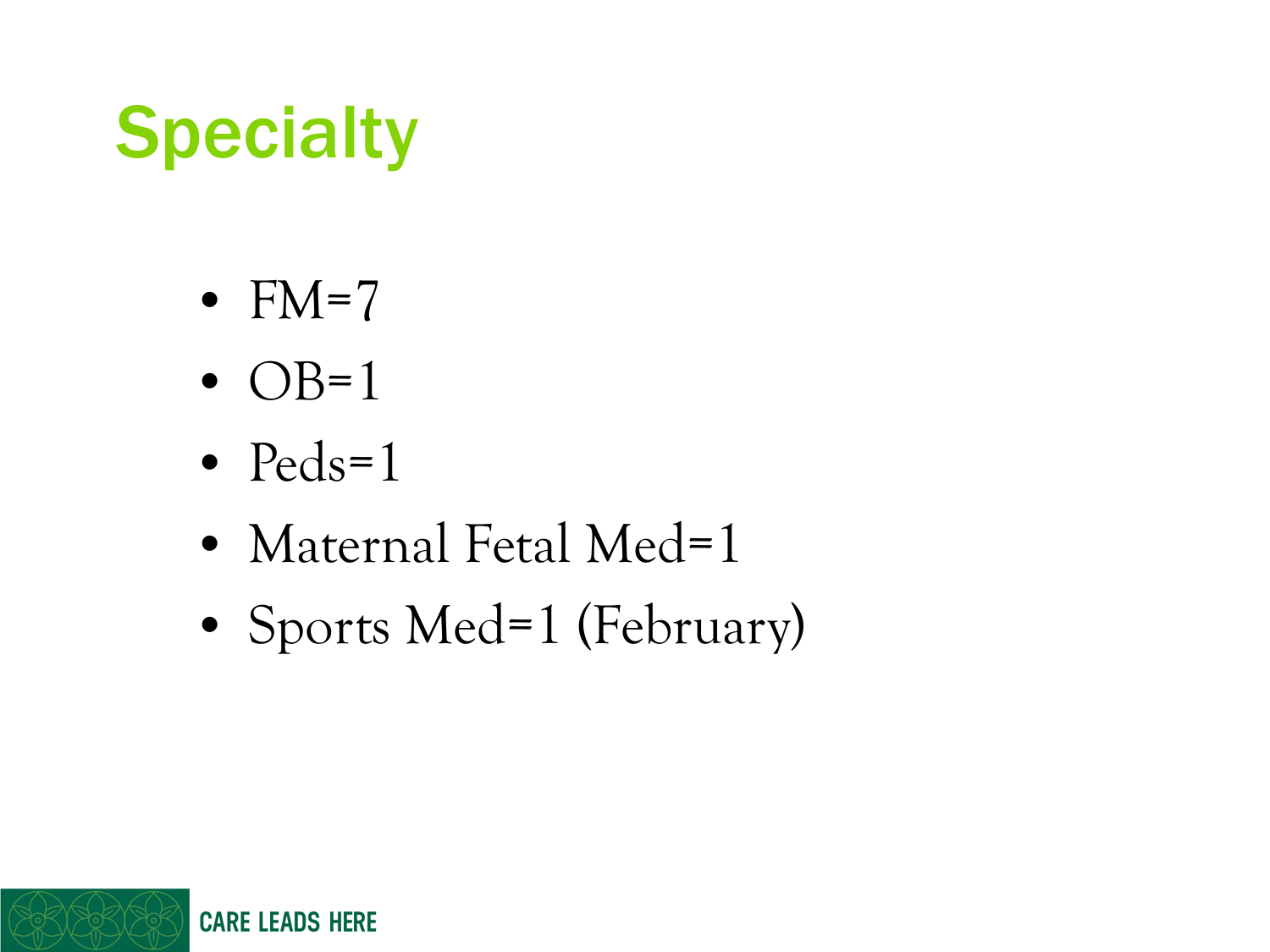# Specialty

- FM=7
- OB=1
- Peds=1
- Maternal Fetal Med=1
- Sports Med=1 (February)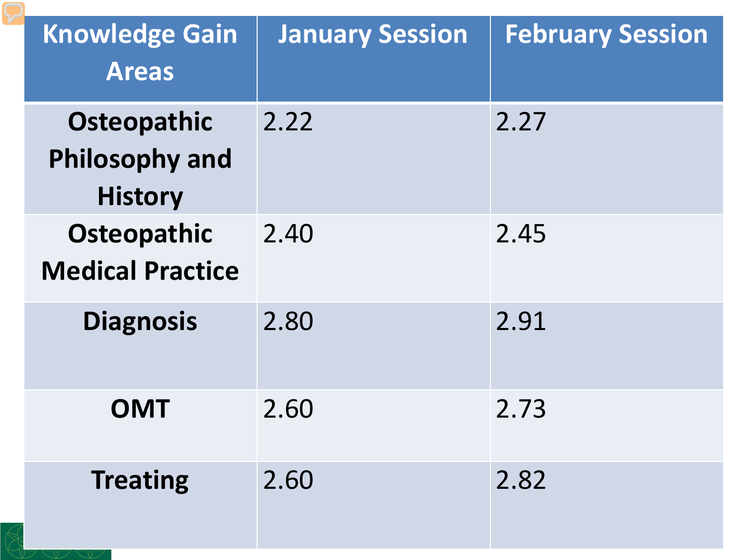| Knowledge Gain Areas | January Session | February Session |
| --- | --- | --- |
| **Osteopathic Philosophy and History** | 2.22 | 2.27 |
| **Osteopathic Medical Practice** | 2.40 | 2.45 |
| **Diagnosis** | 2.80 | 2.91 |
| **OMT** | 2.60 | 2.73 |
| **Treating** | 2.60 | 2.82 |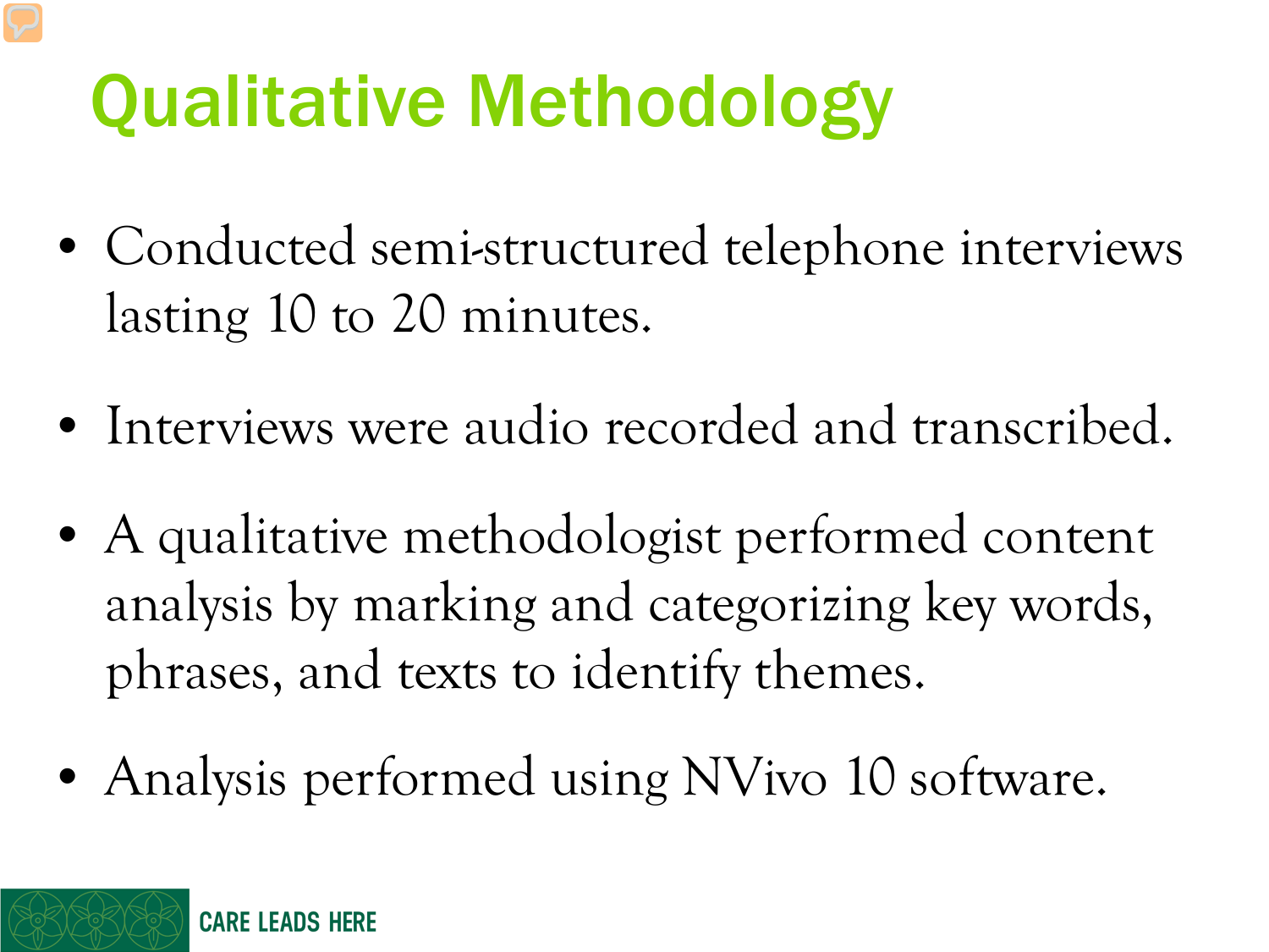# Qualitative Methodology

- Conducted semi-structured telephone interviews lasting 10 to 20 minutes.
- Interviews were audio recorded and transcribed.
- A qualitative methodologist performed content analysis by marking and categorizing key words, phrases, and texts to identify themes.
- Analysis performed using NVivo 10 software.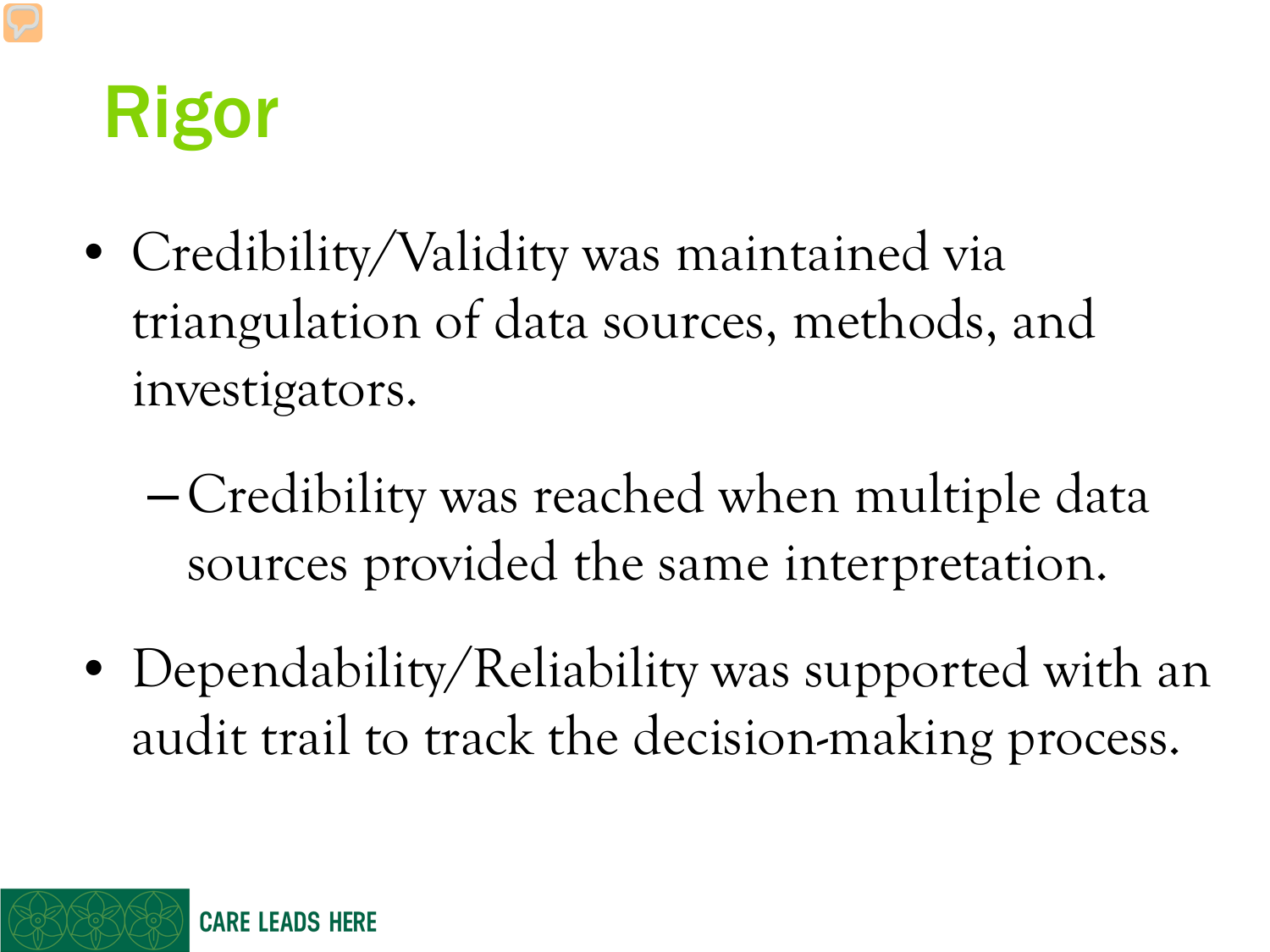# Rigor

- Credibility/Validity was maintained via triangulation of data sources, methods, and investigators.
  - Credibility was reached when multiple data sources provided the same interpretation.
- Dependability/Reliability was supported with an audit trail to track the decision-making process.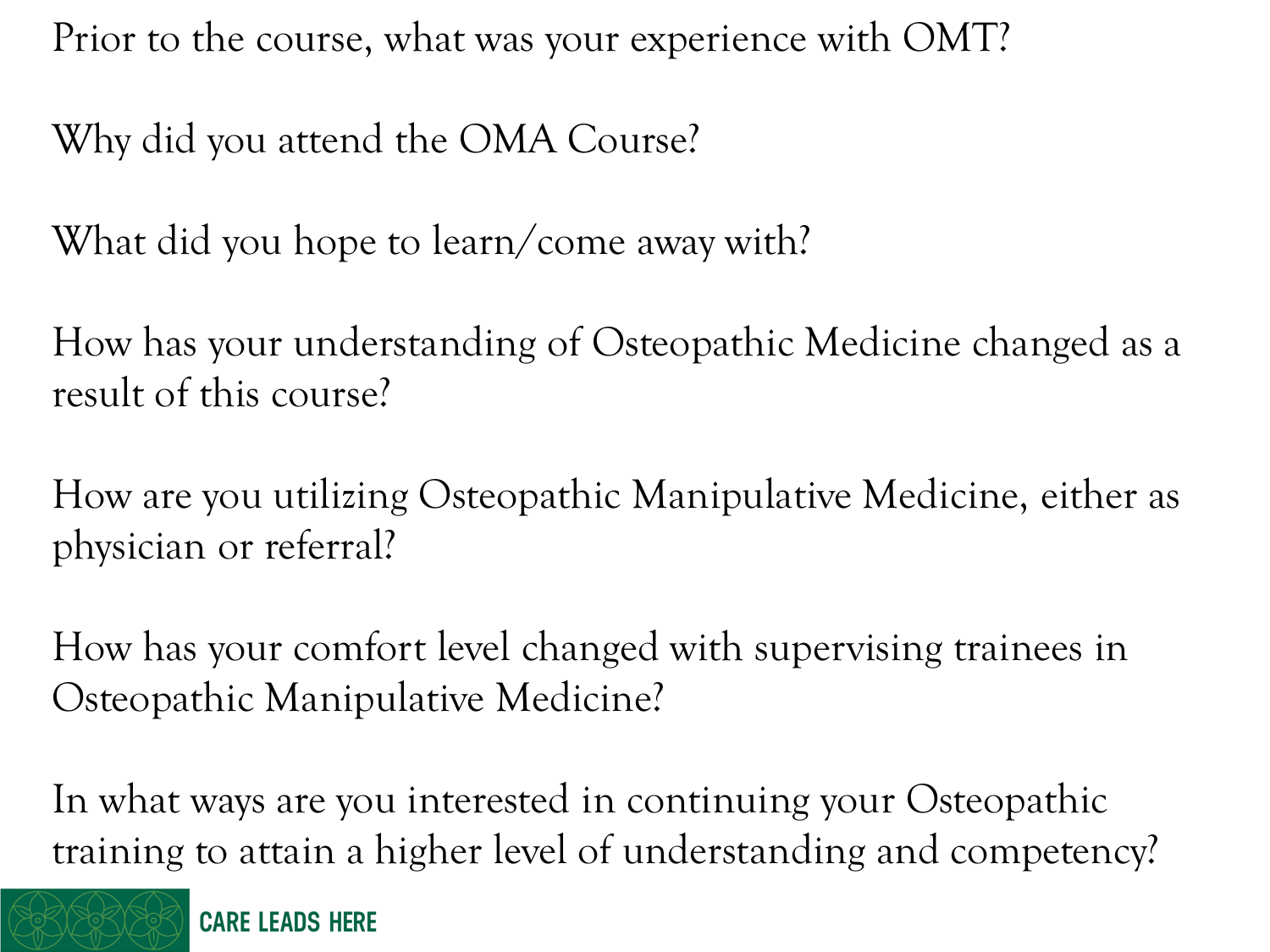Prior to the course, what was your experience with OMT?

Why did you attend the OMA Course?

What did you hope to learn/come away with?

How has your understanding of Osteopathic Medicine changed as a result of this course?

How are you utilizing Osteopathic Manipulative Medicine, either as physician or referral?

How has your comfort level changed with supervising trainees in Osteopathic Manipulative Medicine?

In what ways are you interested in continuing your Osteopathic training to attain a higher level of understanding and competency?

CARE LEADS HERE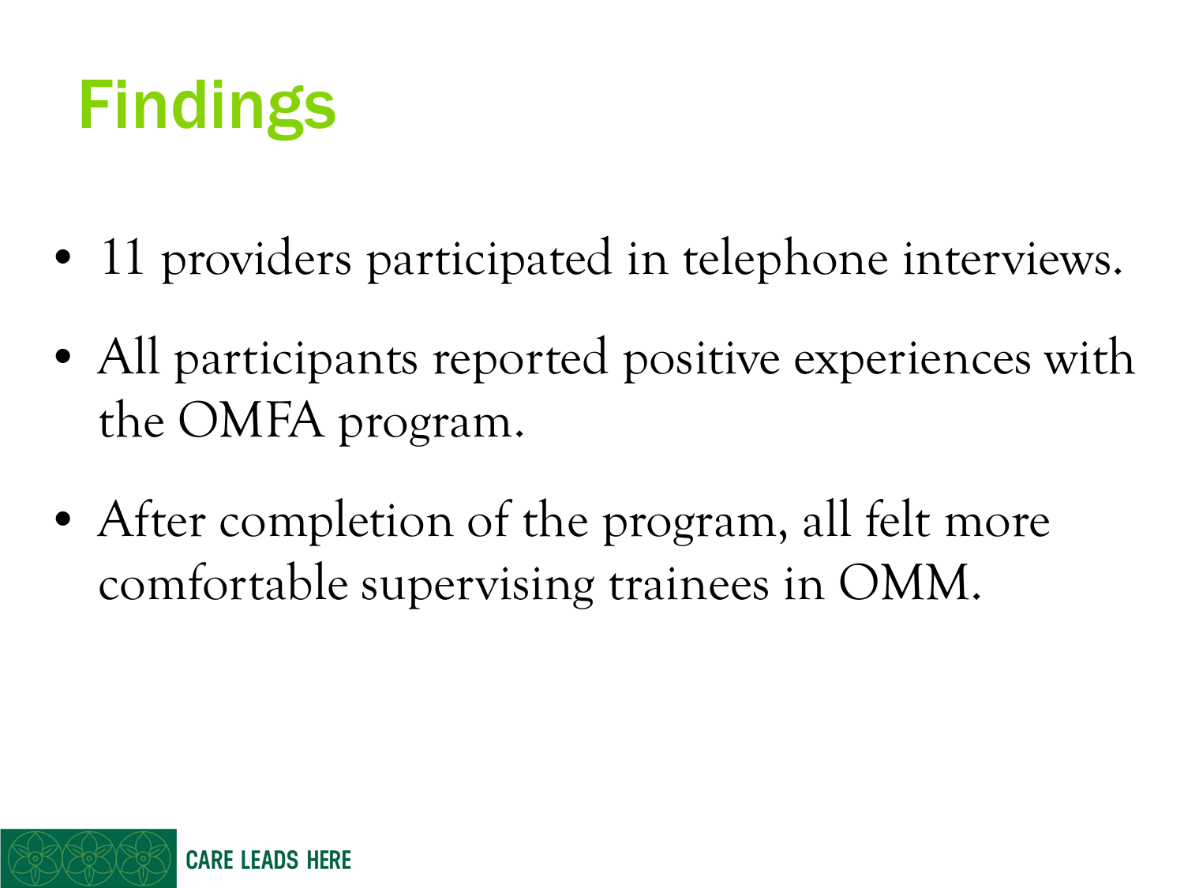# Findings

- 11 providers participated in telephone interviews.
- All participants reported positive experiences with the OMFA program.
- After completion of the program, all felt more comfortable supervising trainees in OMM.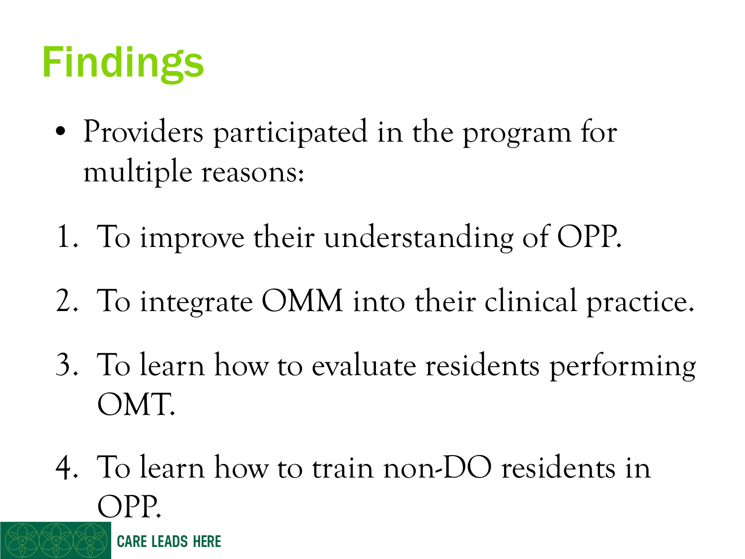# Findings

- Providers participated in the program for multiple reasons:

1. To improve their understanding of OPP.
2. To integrate OMM into their clinical practice.
3. To learn how to evaluate residents performing OMT.
4. To learn how to train non-DO residents in OPP.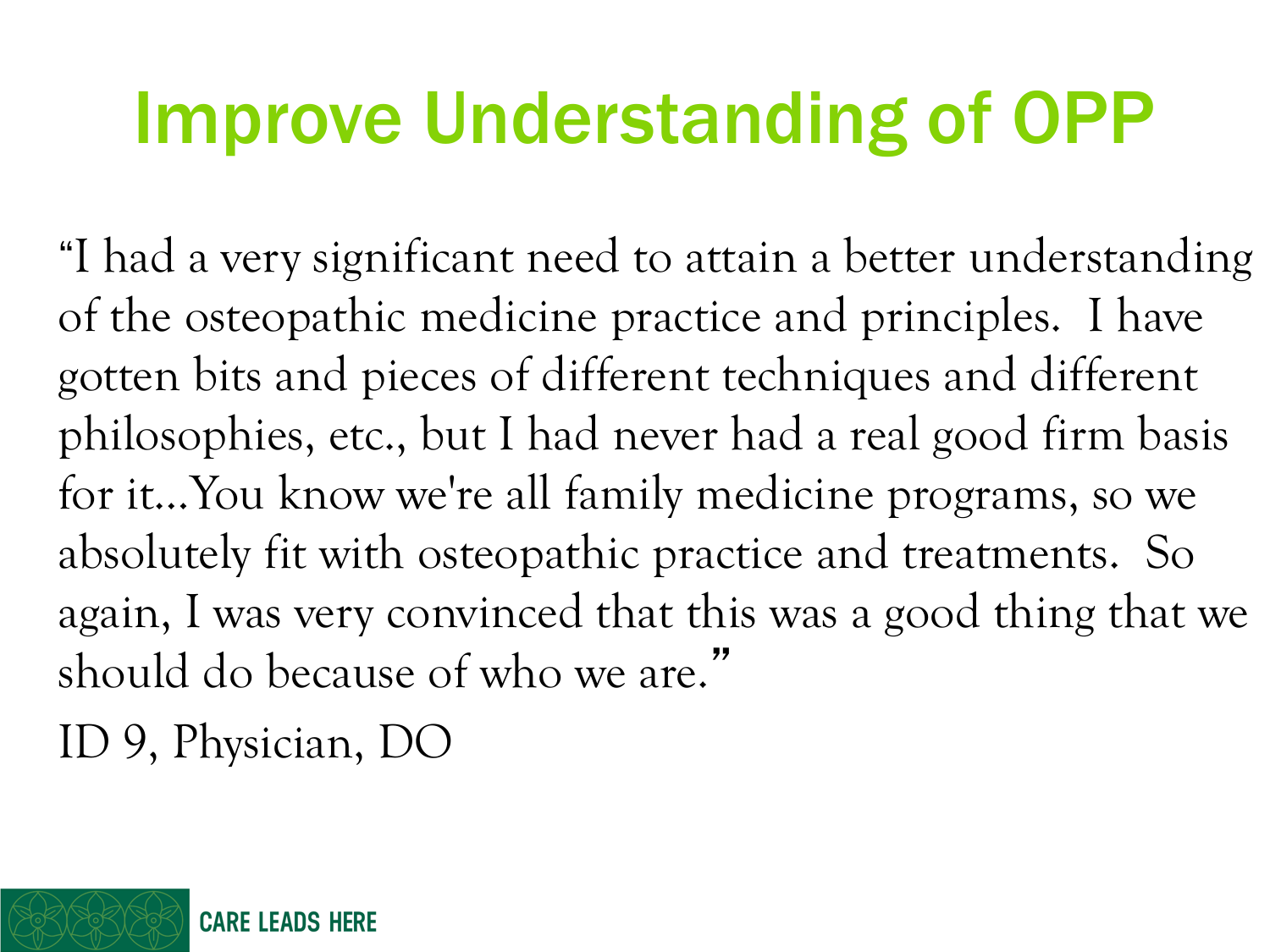# Improve Understanding of OPP

"I had a very significant need to attain a better understanding of the osteopathic medicine practice and principles. I have gotten bits and pieces of different techniques and different philosophies, etc., but I had never had a real good firm basis for it…You know we're all family medicine programs, so we absolutely fit with osteopathic practice and treatments. So again, I was very convinced that this was a good thing that we should do because of who we are."

ID 9, Physician, DO

CARE LEADS HERE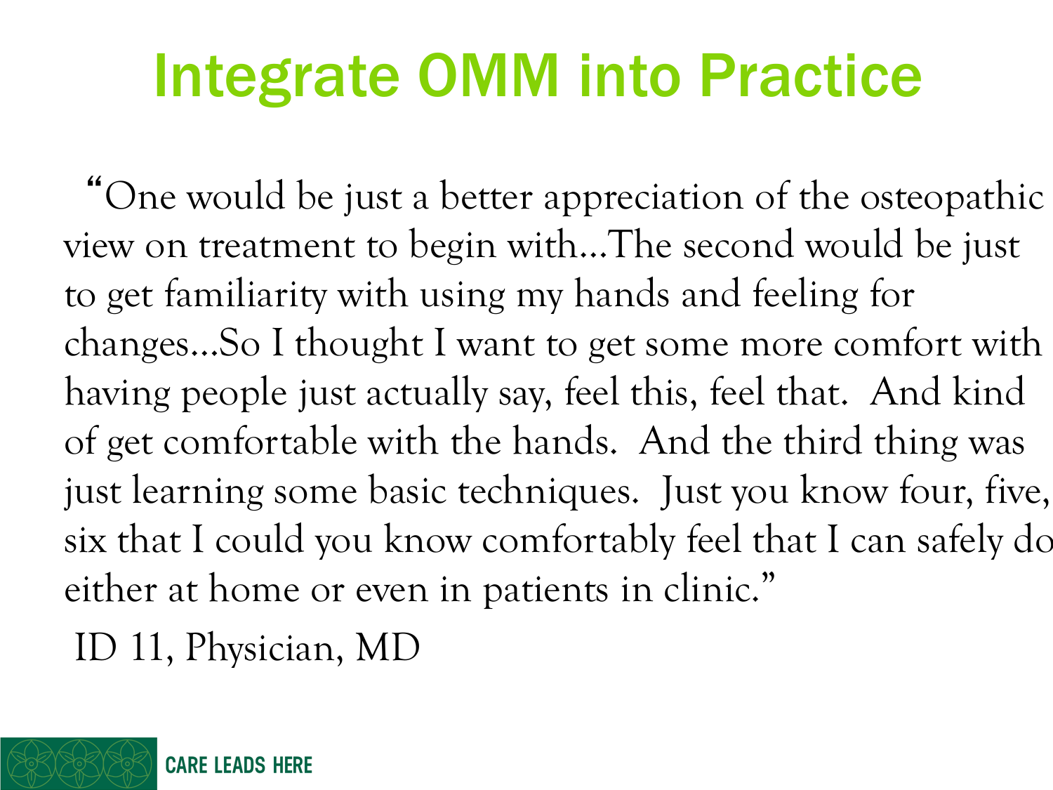# Integrate OMM into Practice

"One would be just a better appreciation of the osteopathic view on treatment to begin with…The second would be just to get familiarity with using my hands and feeling for changes…So I thought I want to get some more comfort with having people just actually say, feel this, feel that. And kind of get comfortable with the hands. And the third thing was just learning some basic techniques. Just you know four, five, six that I could you know comfortably feel that I can safely do either at home or even in patients in clinic."

ID 11, Physician, MD

CARE LEADS HERE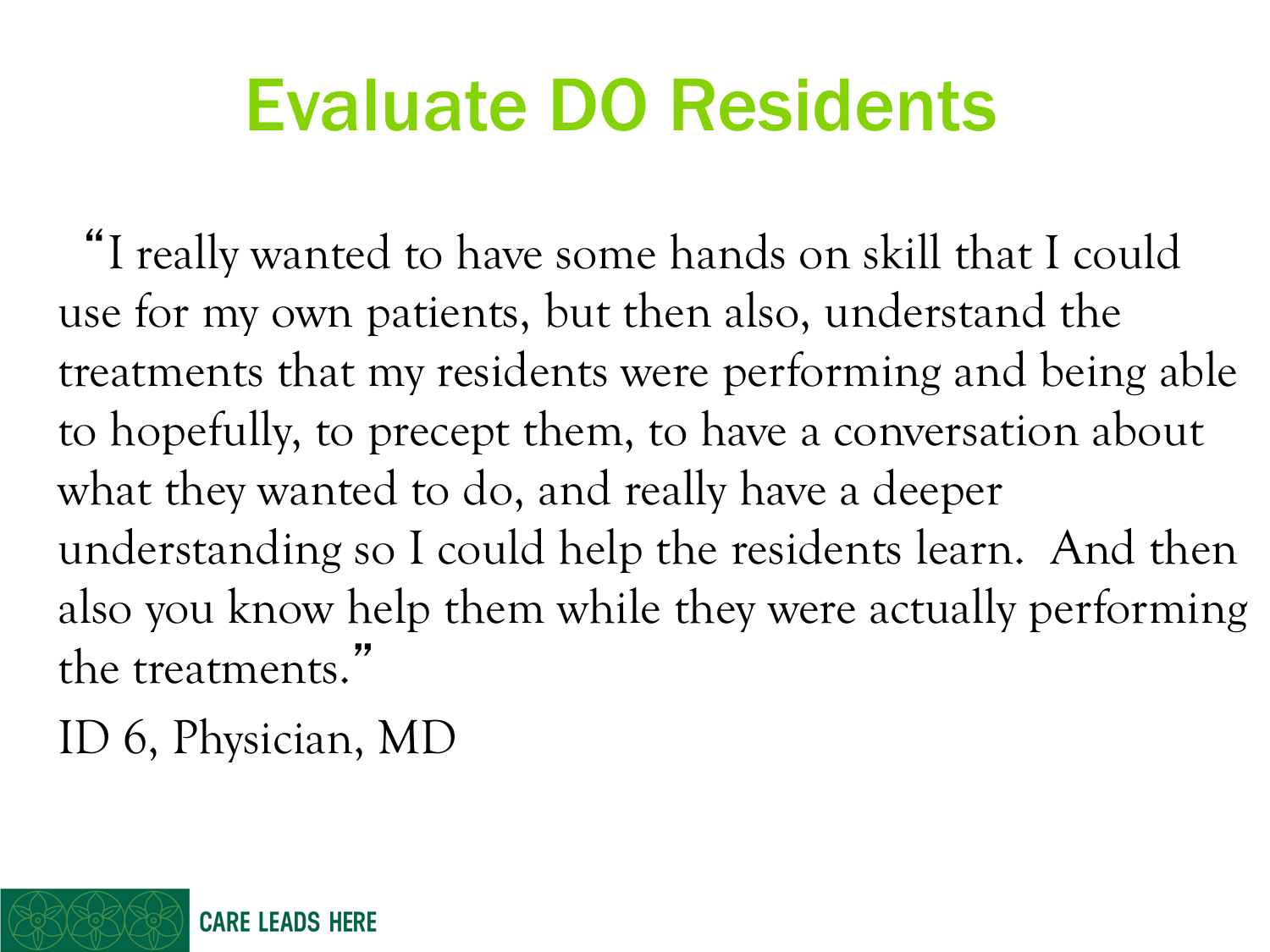# Evaluate DO Residents

"I really wanted to have some hands on skill that I could use for my own patients, but then also, understand the treatments that my residents were performing and being able to hopefully, to precept them, to have a conversation about what they wanted to do, and really have a deeper understanding so I could help the residents learn. And then also you know help them while they were actually performing the treatments."

ID 6, Physician, MD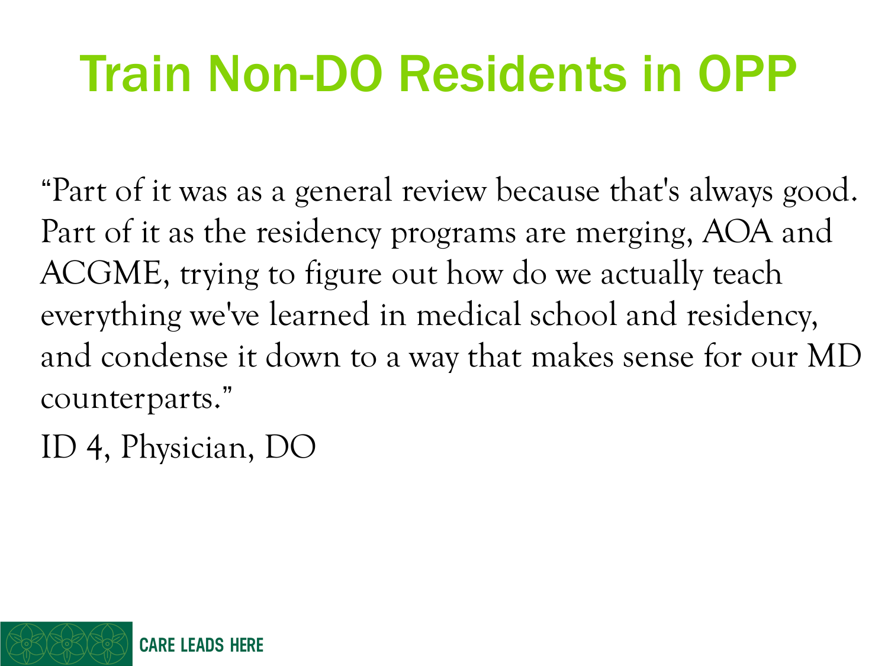# Train Non-DO Residents in OPP

"Part of it was as a general review because that's always good. Part of it as the residency programs are merging, AOA and ACGME, trying to figure out how do we actually teach everything we've learned in medical school and residency, and condense it down to a way that makes sense for our MD counterparts."

ID 4, Physician, DO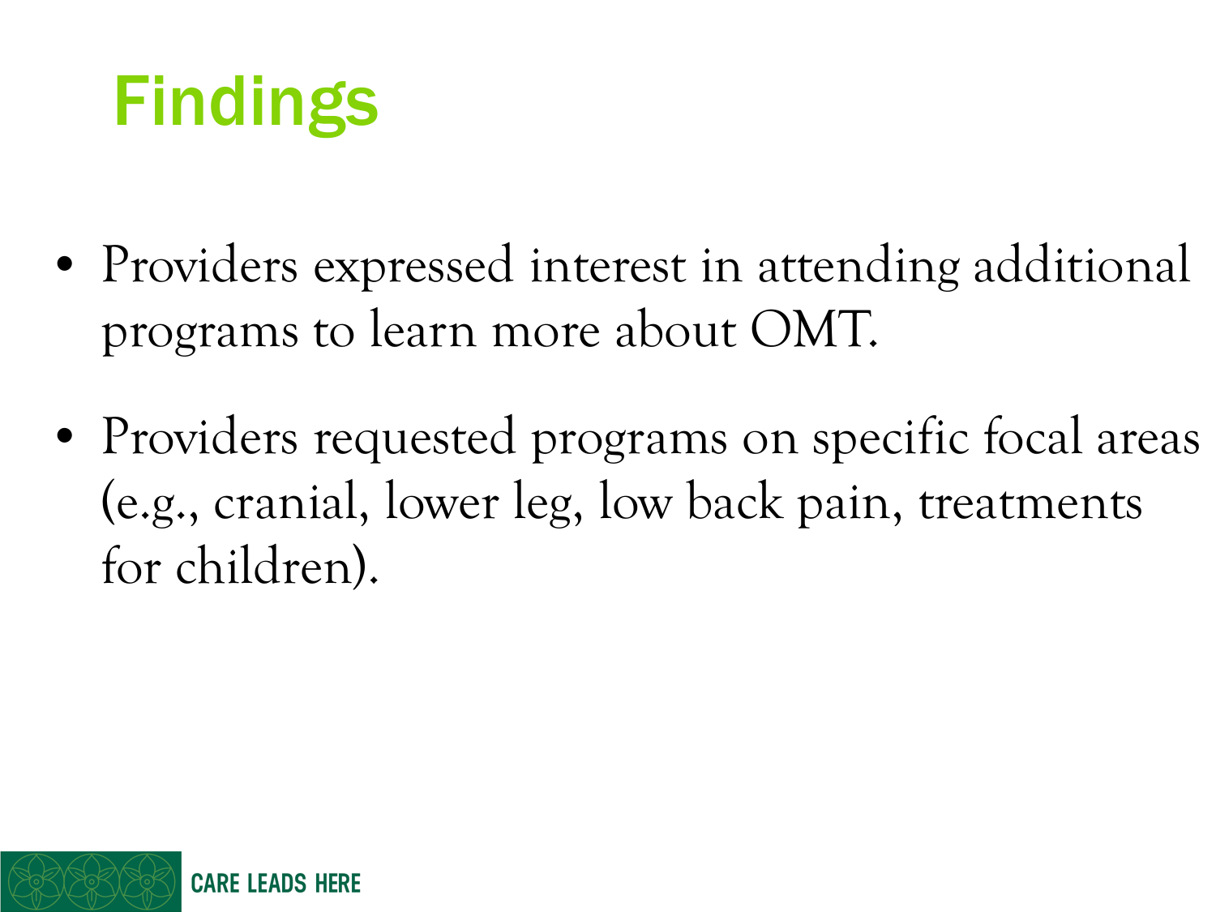# Findings

- Providers expressed interest in attending additional programs to learn more about OMT.
- Providers requested programs on specific focal areas (e.g., cranial, lower leg, low back pain, treatments for children).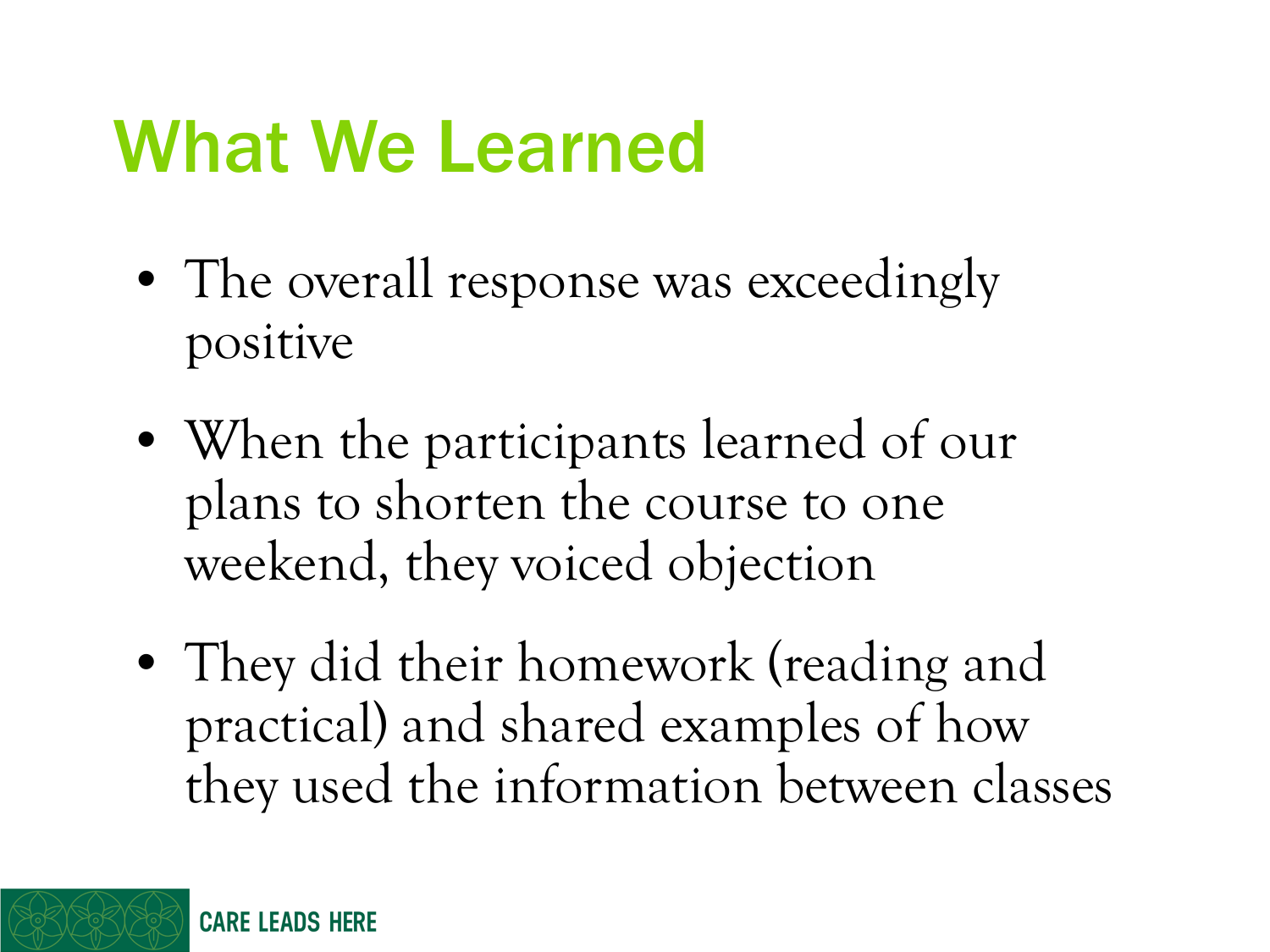# What We Learned

- The overall response was exceedingly positive
- When the participants learned of our plans to shorten the course to one weekend, they voiced objection
- They did their homework (reading and practical) and shared examples of how they used the information between classes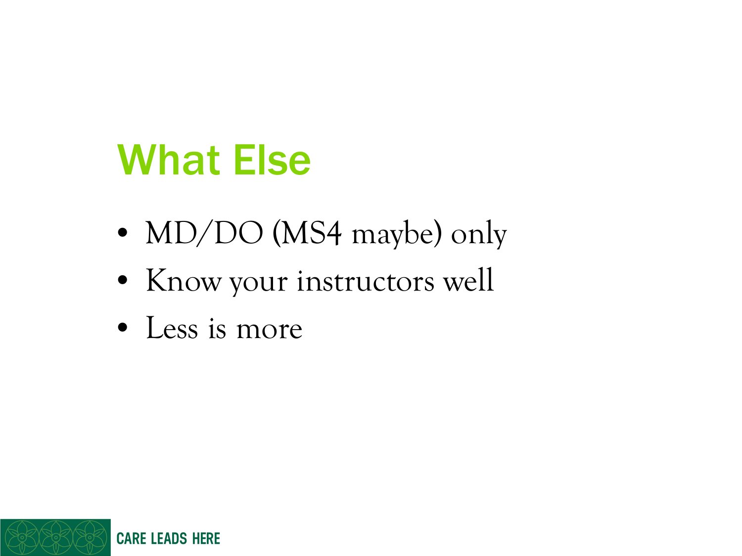# What Else

- MD/DO (MS4 maybe) only
- Know your instructors well
- Less is more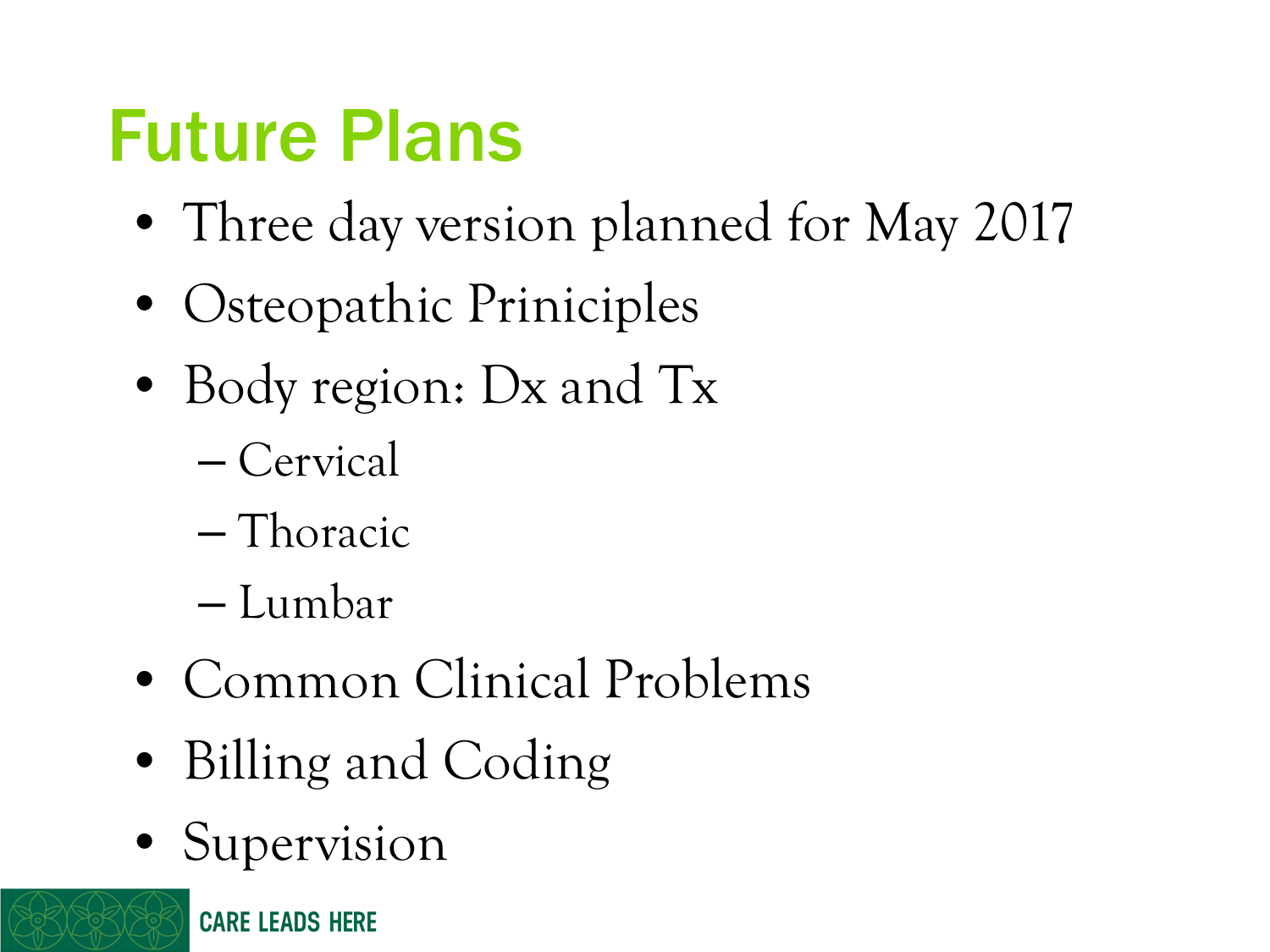# Future Plans

- Three day version planned for May 2017
- Osteopathic Priniciples
- Body region: Dx and Tx
  - Cervical
  - Thoracic
  - Lumbar
- Common Clinical Problems
- Billing and Coding
- Supervision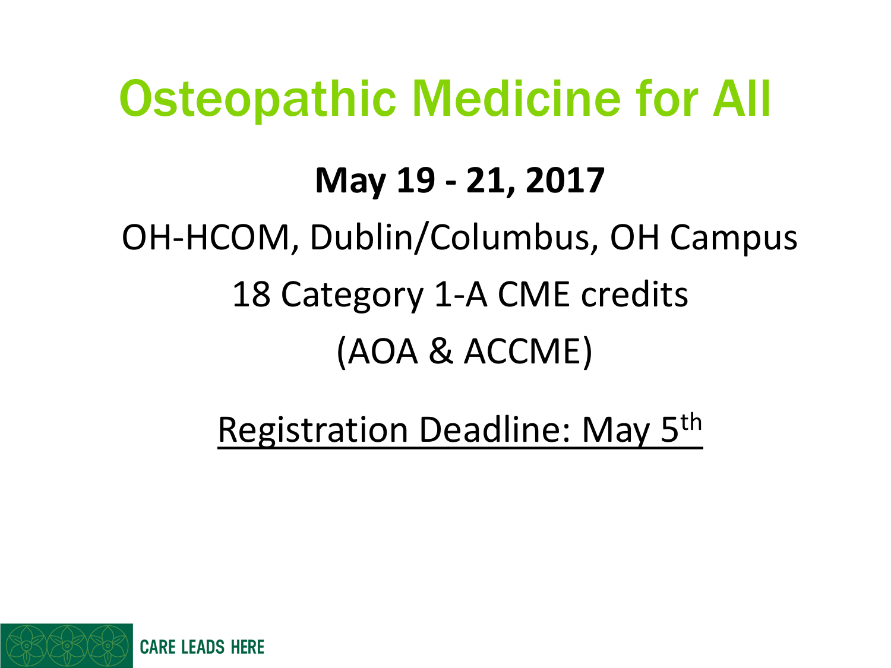# Osteopathic Medicine for All

**May 19 - 21, 2017**

OH-HCOM, Dublin/Columbus, OH Campus

18 Category 1-A CME credits

(AOA & ACCME)

Registration Deadline: May 5th

CARE LEADS HERE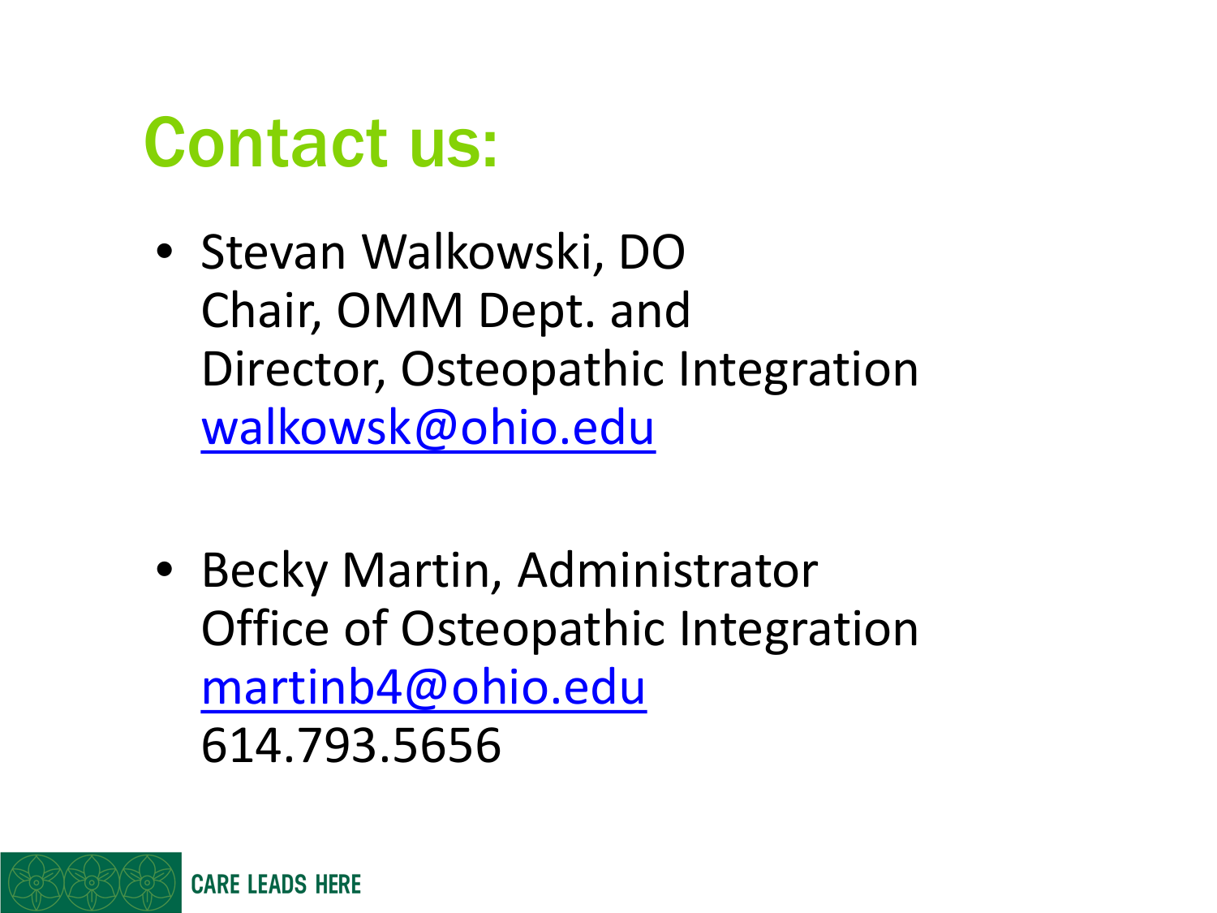# Contact us:

- Stevan Walkowski, DO
  Chair, OMM Dept. and
  Director, Osteopathic Integration
  walkowsk@ohio.edu

- Becky Martin, Administrator
  Office of Osteopathic Integration
  martinb4@ohio.edu
  614.793.5656

CARE LEADS HERE